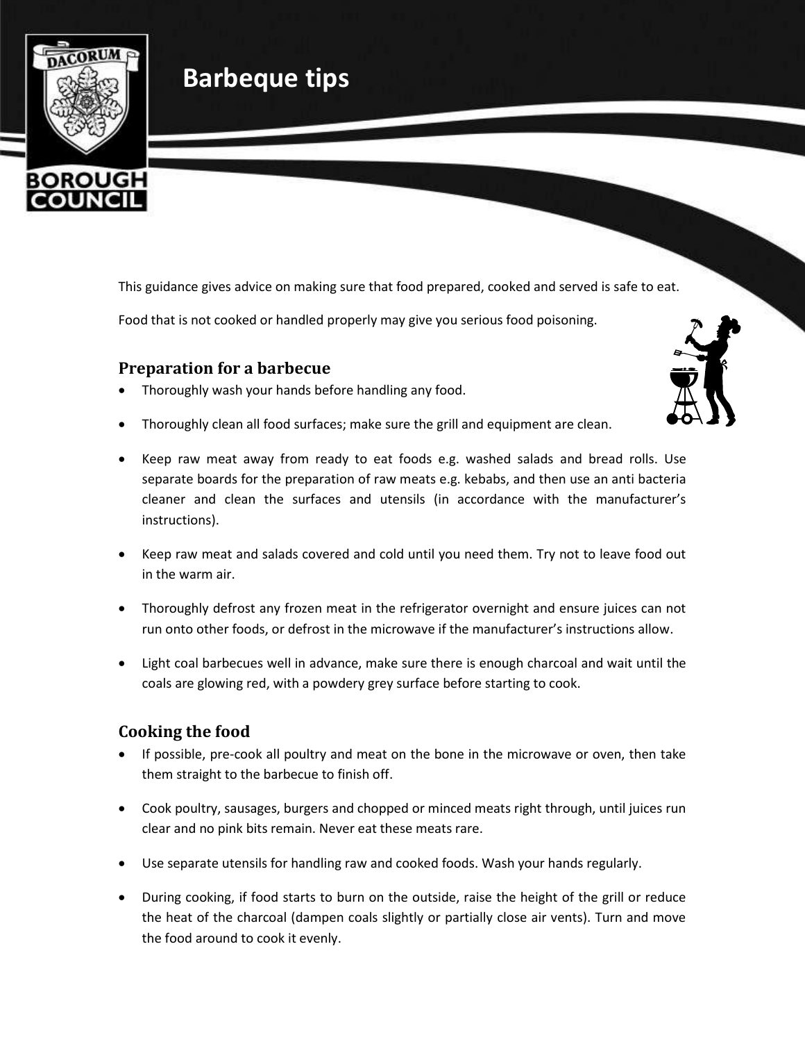# Barbeque tips

This guidance gives advice on making sure that food prepared, cooked and served is safe to eat.

Food that is not cooked or handled properly may give you serious food poisoning.

## Preparation for a barbecue

- Thoroughly wash your hands before handling any food.
- Thoroughly clean all food surfaces; make sure the grill and equipment are clean.
- Keep raw meat away from ready to eat foods e.g. washed salads and bread rolls. Use separate boards for the preparation of raw meats e.g. kebabs, and then use an anti bacteria cleaner and clean the surfaces and utensils (in accordance with the manufacturer's instructions).
- Keep raw meat and salads covered and cold until you need them. Try not to leave food out in the warm air.
- Thoroughly defrost any frozen meat in the refrigerator overnight and ensure juices can not run onto other foods, or defrost in the microwave if the manufacturer's instructions allow.
- Light coal barbecues well in advance, make sure there is enough charcoal and wait until the coals are glowing red, with a powdery grey surface before starting to cook.

## Cooking the food

- If possible, pre-cook all poultry and meat on the bone in the microwave or oven, then take them straight to the barbecue to finish off.
- Cook poultry, sausages, burgers and chopped or minced meats right through, until juices run clear and no pink bits remain. Never eat these meats rare.
- Use separate utensils for handling raw and cooked foods. Wash your hands regularly.
- During cooking, if food starts to burn on the outside, raise the height of the grill or reduce the heat of the charcoal (dampen coals slightly or partially close air vents). Turn and move the food around to cook it evenly.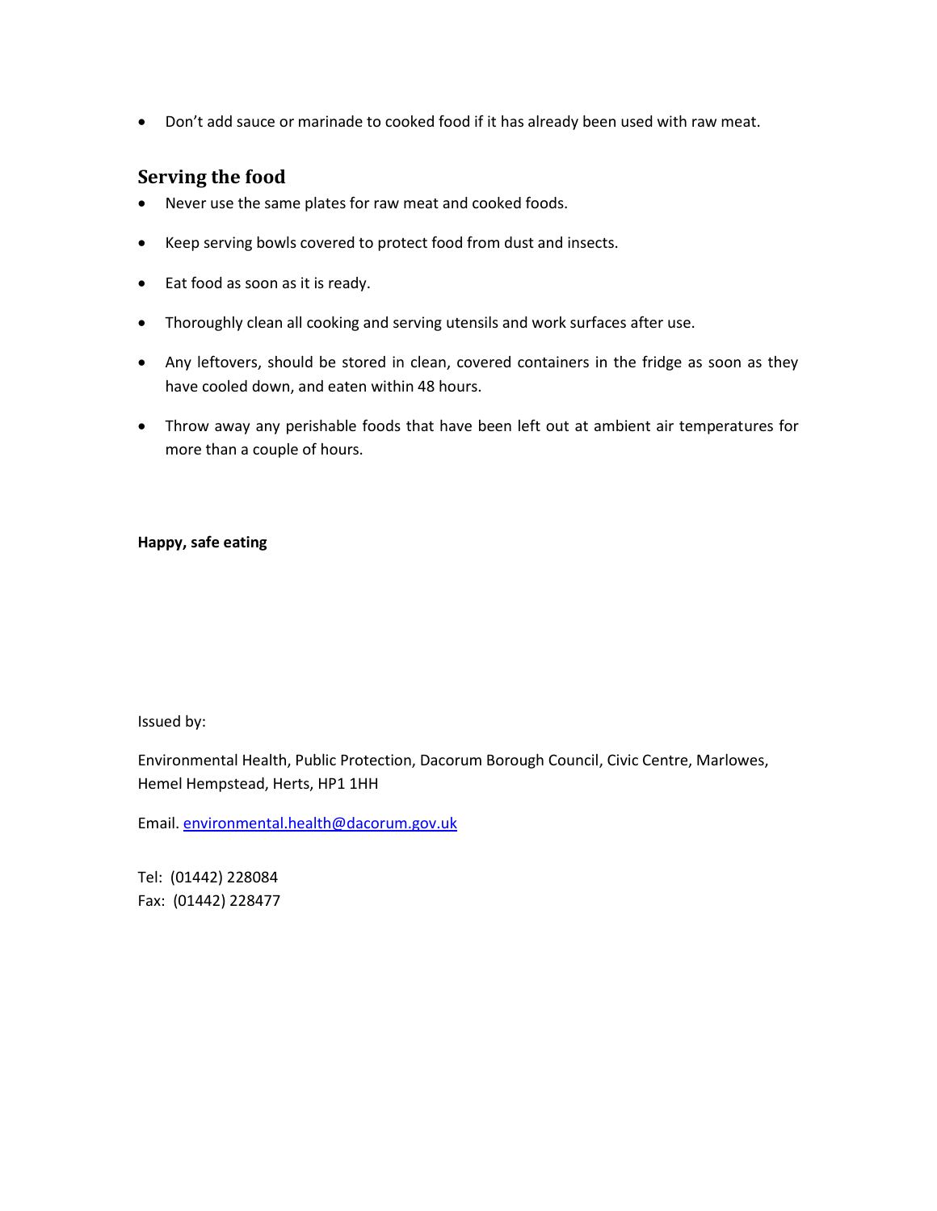- Don't add sauce or marinade to cooked food if it has already been used with raw meat.

## Serving the food

- Never use the same plates for raw meat and cooked foods.
- Keep serving bowls covered to protect food from dust and insects.
- Eat food as soon as it is ready.
- Thoroughly clean all cooking and serving utensils and work surfaces after use.
- Any leftovers, should be stored in clean, covered containers in the fridge as soon as they have cooled down, and eaten within 48 hours.
- Throw away any perishable foods that have been left out at ambient air temperatures for more than a couple of hours.

**Happy, safe eating**

Issued by:

Environmental Health, Public Protection, Dacorum Borough Council, Civic Centre, Marlowes, Hemel Hempstead, Herts, HP1 1HH

Email. environmental.health@dacorum.gov.uk

Tel: (01442) 228084
Fax: (01442) 228477